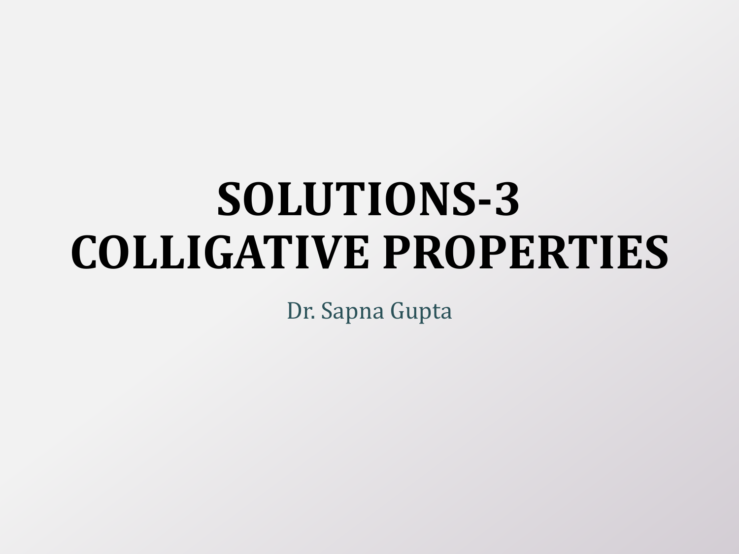# SOLUTIONS-3
# COLLIGATIVE PROPERTIES

Dr. Sapna Gupta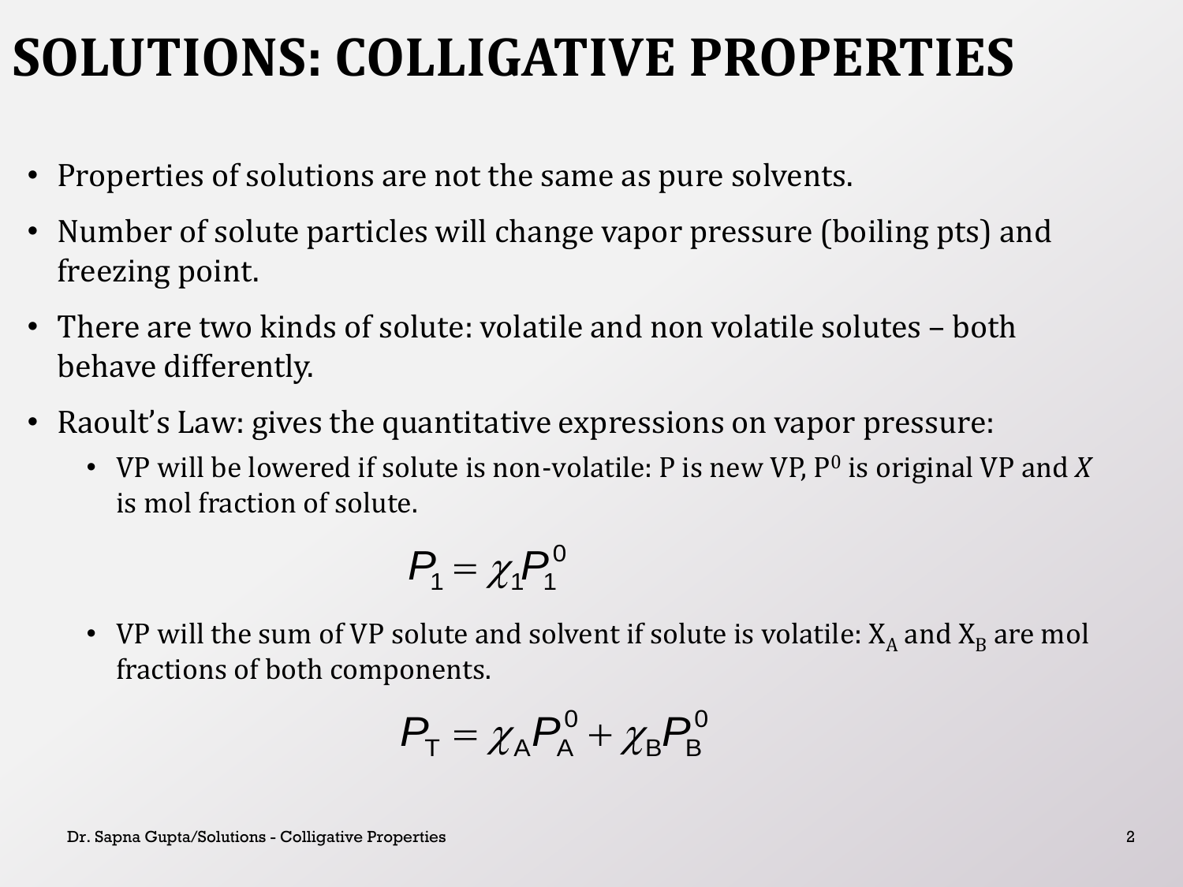# SOLUTIONS: COLLIGATIVE PROPERTIES

- Properties of solutions are not the same as pure solvents.
- Number of solute particles will change vapor pressure (boiling pts) and freezing point.
- There are two kinds of solute: volatile and non volatile solutes – both behave differently.
- Raoult's Law: gives the quantitative expressions on vapor pressure:
  - VP will be lowered if solute is non-volatile: P is new VP, $P^0$ is original VP and *X* is mol fraction of solute.

$$P_1 = \chi_1 P_1^0$$

  - VP will the sum of VP solute and solvent if solute is volatile: $X_A$ and $X_B$ are mol fractions of both components.

$$P_T = \chi_A P_A^0 + \chi_B P_B^0$$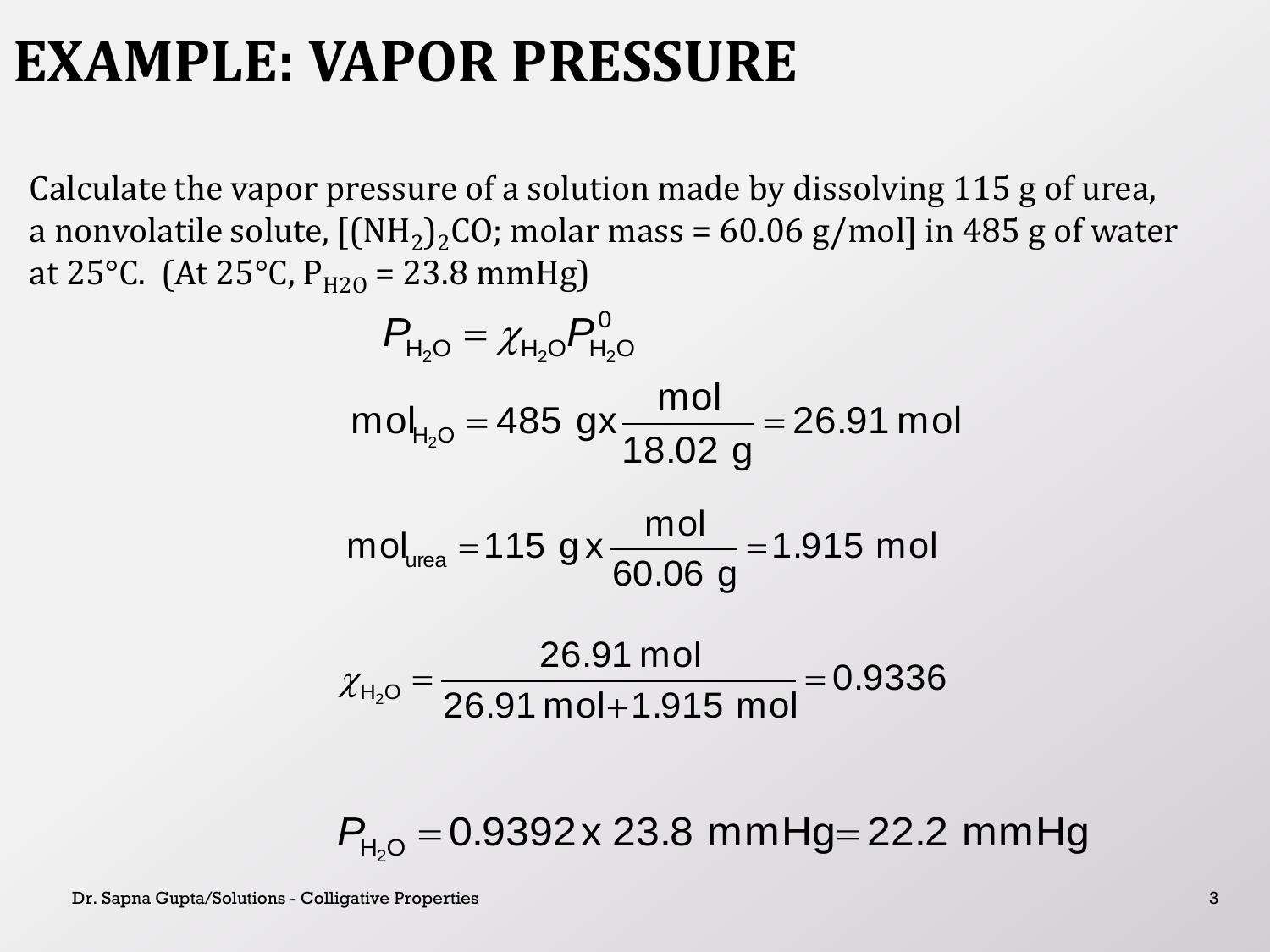# EXAMPLE: VAPOR PRESSURE

Calculate the vapor pressure of a solution made by dissolving 115 g of urea, a nonvolatile solute, [$(NH_2)_2CO$; molar mass = 60.06 g/mol] in 485 g of water at 25°C. (At 25°C, $P_{H2O}$ = 23.8 mmHg)

$$P_{H_2O} = \chi_{H_2O} P^0_{H_2O}$$

$$\text{mol}_{H_2O} = 485 \text{ g} \text{x} \frac{\text{mol}}{18.02 \text{ g}} = 26.91 \text{ mol}$$

$$\text{mol}_{urea} = 115 \text{ g} \text{ x} \frac{\text{mol}}{60.06 \text{ g}} = 1.915 \text{ mol}$$

$$\chi_{H_2O} = \frac{26.91 \text{ mol}}{26.91 \text{ mol} + 1.915 \text{ mol}} = 0.9336$$

$$P_{H_2O} = 0.9392 \text{ x } 23.8 \text{ mmHg} = 22.2 \text{ mmHg}$$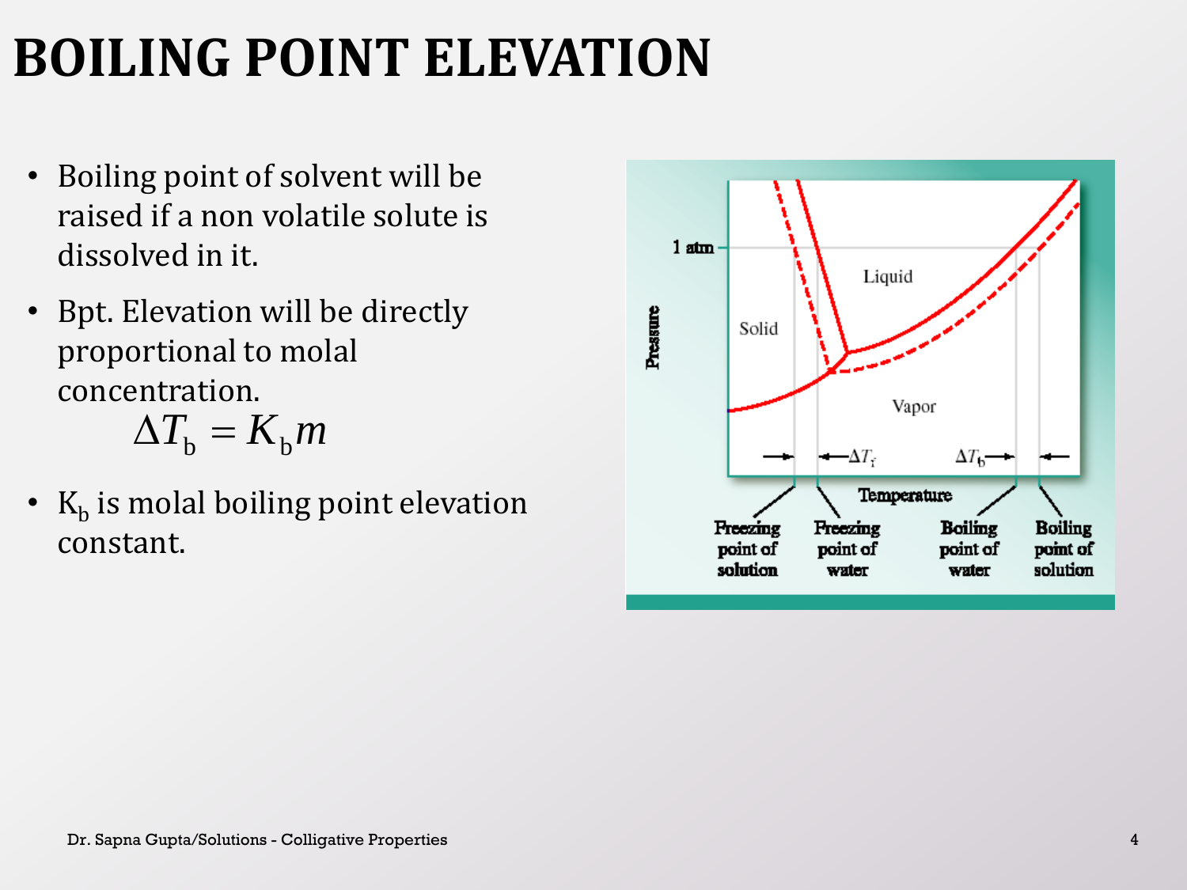# BOILING POINT ELEVATION

- Boiling point of solvent will be raised if a non volatile solute is dissolved in it.
- Bpt. Elevation will be directly proportional to molal concentration.

$$\Delta T_b = K_b m$$

- $K_b$ is molal boiling point elevation constant.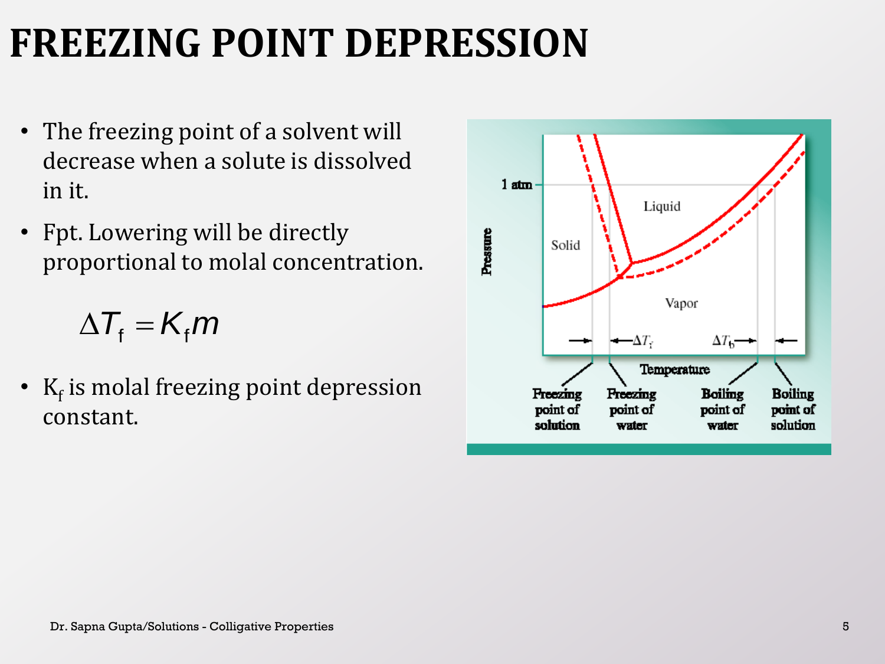# FREEZING POINT DEPRESSION

- The freezing point of a solvent will decrease when a solute is dissolved in it.
- Fpt. Lowering will be directly proportional to molal concentration.

$$\Delta T_f = K_f m$$

- $K_f$ is molal freezing point depression constant.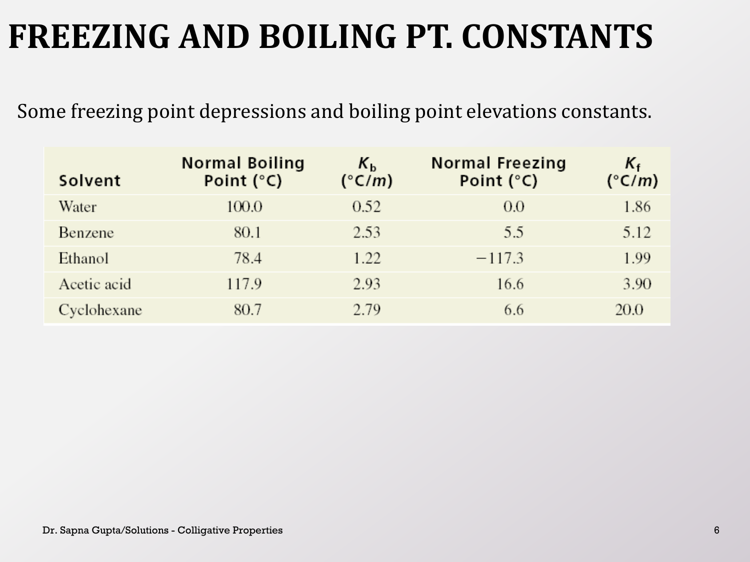# FREEZING AND BOILING PT. CONSTANTS

Some freezing point depressions and boiling point elevations constants.

| Solvent | Normal Boiling Point (°C) | $K_b$ (°C/*m*) | Normal Freezing Point (°C) | $K_f$ (°C/*m*) |
|---|---|---|---|---|
| Water | 100.0 | 0.52 | 0.0 | 1.86 |
| Benzene | 80.1 | 2.53 | 5.5 | 5.12 |
| Ethanol | 78.4 | 1.22 | −117.3 | 1.99 |
| Acetic acid | 117.9 | 2.93 | 16.6 | 3.90 |
| Cyclohexane | 80.7 | 2.79 | 6.6 | 20.0 |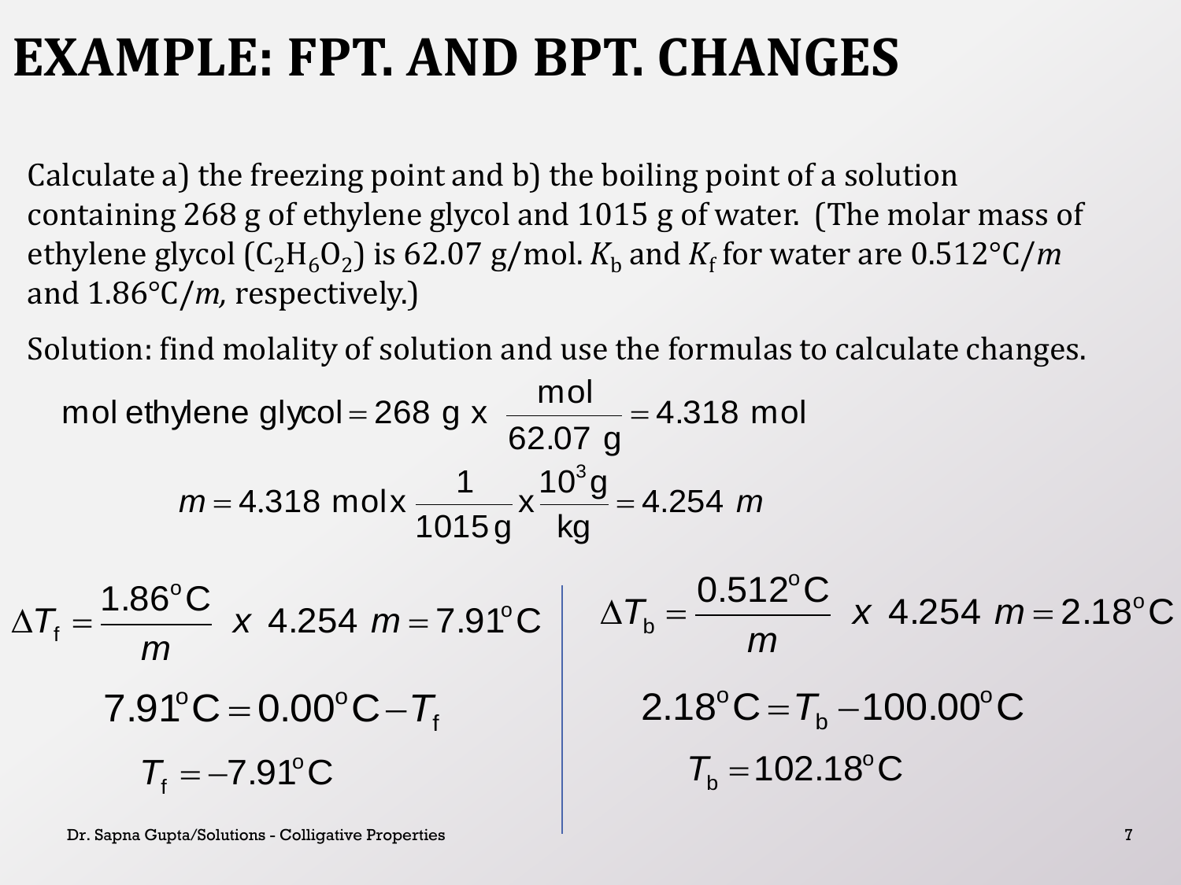# EXAMPLE: FPT. AND BPT. CHANGES

Calculate a) the freezing point and b) the boiling point of a solution containing 268 g of ethylene glycol and 1015 g of water. (The molar mass of ethylene glycol ($C_2H_6O_2$) is 62.07 g/mol. $K_b$ and $K_f$ for water are 0.512°C/*m* and 1.86°C/*m*, respectively.)

Solution: find molality of solution and use the formulas to calculate changes.

$$\text{mol ethylene glycol} = 268\text{ g x } \frac{\text{mol}}{62.07\text{ g}} = 4.318\text{ mol}$$

$$m = 4.318\text{ mol x } \frac{1}{1015\text{ g}} \text{ x } \frac{10^3\text{ g}}{\text{kg}} = 4.254\ m$$

$$\Delta T_f = \frac{1.86^\circ\text{C}}{m}\ x\ 4.254\ m = 7.91^\circ\text{C}$$

$$7.91^\circ\text{C} = 0.00^\circ\text{C} - T_f$$

$$T_f = -7.91^\circ\text{C}$$

$$\Delta T_b = \frac{0.512^\circ\text{C}}{m}\ x\ 4.254\ m = 2.18^\circ\text{C}$$

$$2.18^\circ\text{C} = T_b - 100.00^\circ\text{C}$$

$$T_b = 102.18^\circ\text{C}$$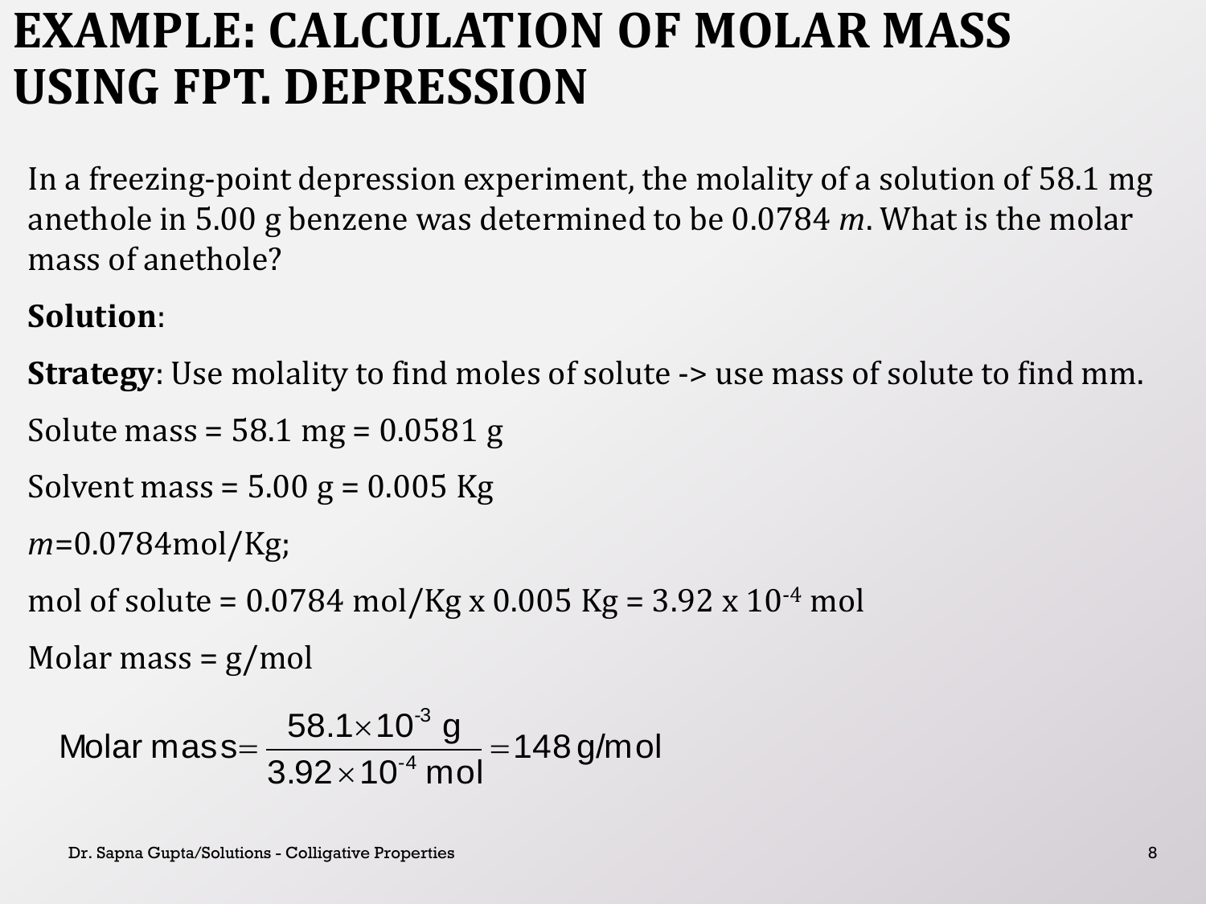# EXAMPLE: CALCULATION OF MOLAR MASS USING FPT. DEPRESSION

In a freezing-point depression experiment, the molality of a solution of 58.1 mg anethole in 5.00 g benzene was determined to be 0.0784 *m*. What is the molar mass of anethole?

**Solution**:

**Strategy**: Use molality to find moles of solute -> use mass of solute to find mm.

Solute mass = 58.1 mg = 0.0581 g

Solvent mass = 5.00 g = 0.005 Kg

*m*=0.0784mol/Kg;

mol of solute = 0.0784 mol/Kg x 0.005 Kg = 3.92 x $10^{-4}$ mol

Molar mass = g/mol

$$\text{Molar mass} = \frac{58.1 \times 10^{-3}\ \text{g}}{3.92 \times 10^{-4}\ \text{mol}} = 148\ \text{g/mol}$$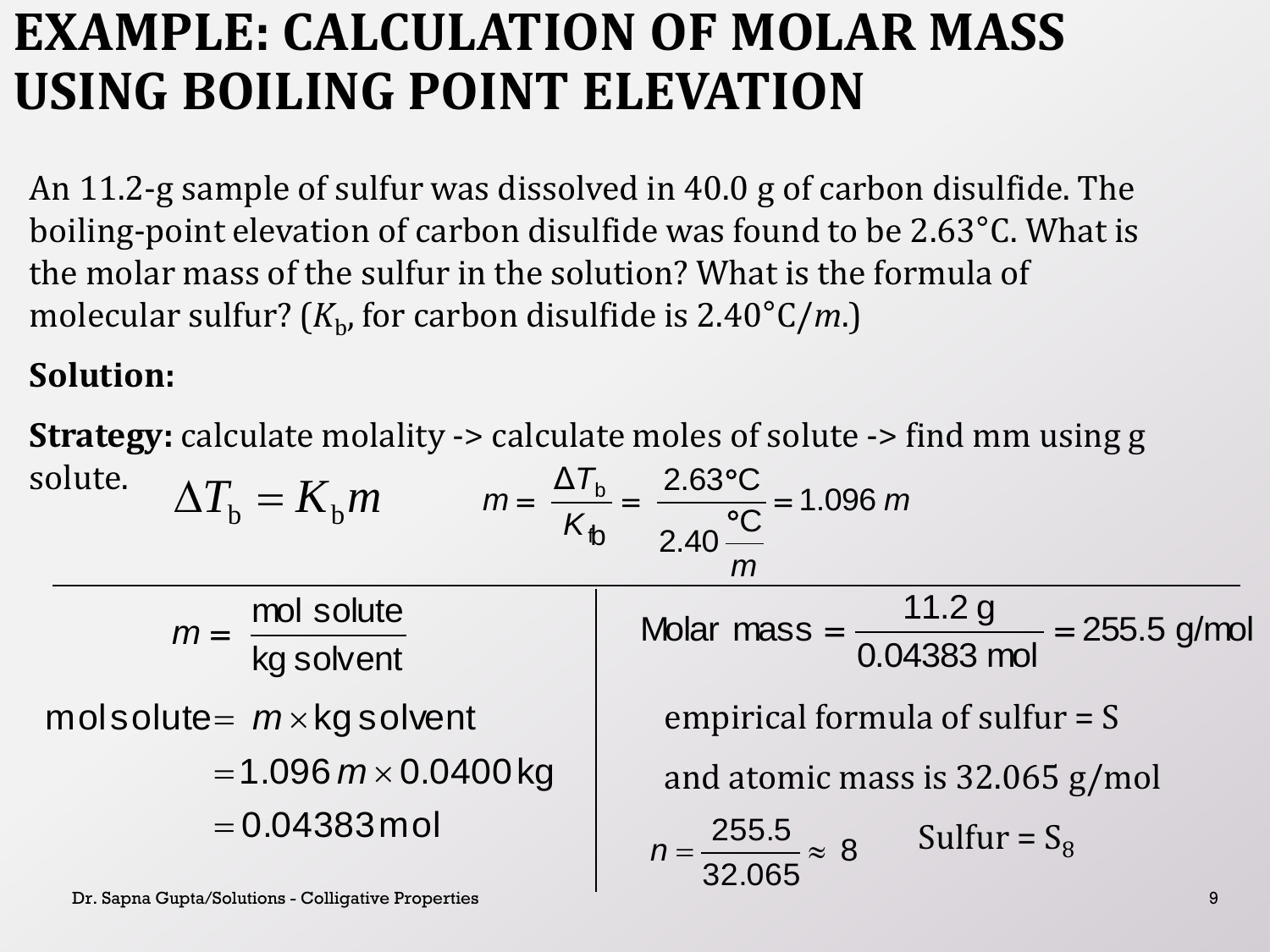# EXAMPLE: CALCULATION OF MOLAR MASS USING BOILING POINT ELEVATION

An 11.2-g sample of sulfur was dissolved in 40.0 g of carbon disulfide. The boiling-point elevation of carbon disulfide was found to be 2.63°C. What is the molar mass of the sulfur in the solution? What is the formula of molecular sulfur? ($K_b$, for carbon disulfide is 2.40°C/*m*.)

**Solution:**

**Strategy:** calculate molality -> calculate moles of solute -> find mm using g solute.

$$\Delta T_b = K_b m$$

$$m = \frac{\Delta T_b}{K_b} = \frac{2.63°\text{C}}{2.40\,\frac{°\text{C}}{m}} = 1.096\ m$$

$$m = \frac{\text{mol solute}}{\text{kg solvent}}$$

$$\text{mol solute} = m \times \text{kg solvent}$$

$$= 1.096\ m \times 0.0400\ \text{kg}$$

$$= 0.04383\ \text{mol}$$

$$\text{Molar mass} = \frac{11.2\ \text{g}}{0.04383\ \text{mol}} = 255.5\ \text{g/mol}$$

empirical formula of sulfur = S

and atomic mass is 32.065 g/mol

$$n = \frac{255.5}{32.065} \approx 8$$

Sulfur = $S_8$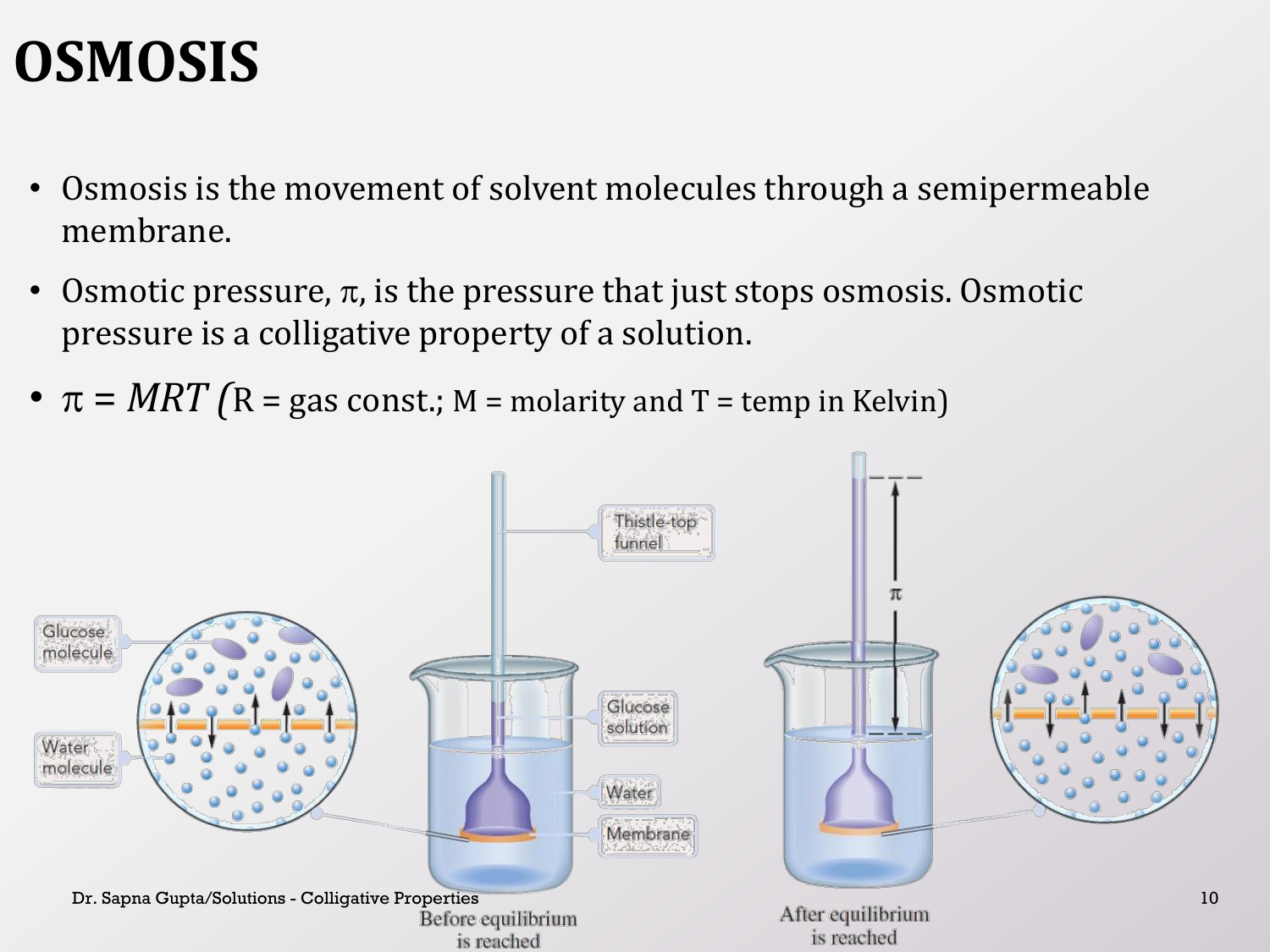# OSMOSIS

- Osmosis is the movement of solvent molecules through a semipermeable membrane.
- Osmotic pressure, $\pi$, is the pressure that just stops osmosis. Osmotic pressure is a colligative property of a solution.
- $\pi = MRT$ (R = gas const.; M = molarity and T = temp in Kelvin)

Before equilibrium is reached

After equilibrium is reached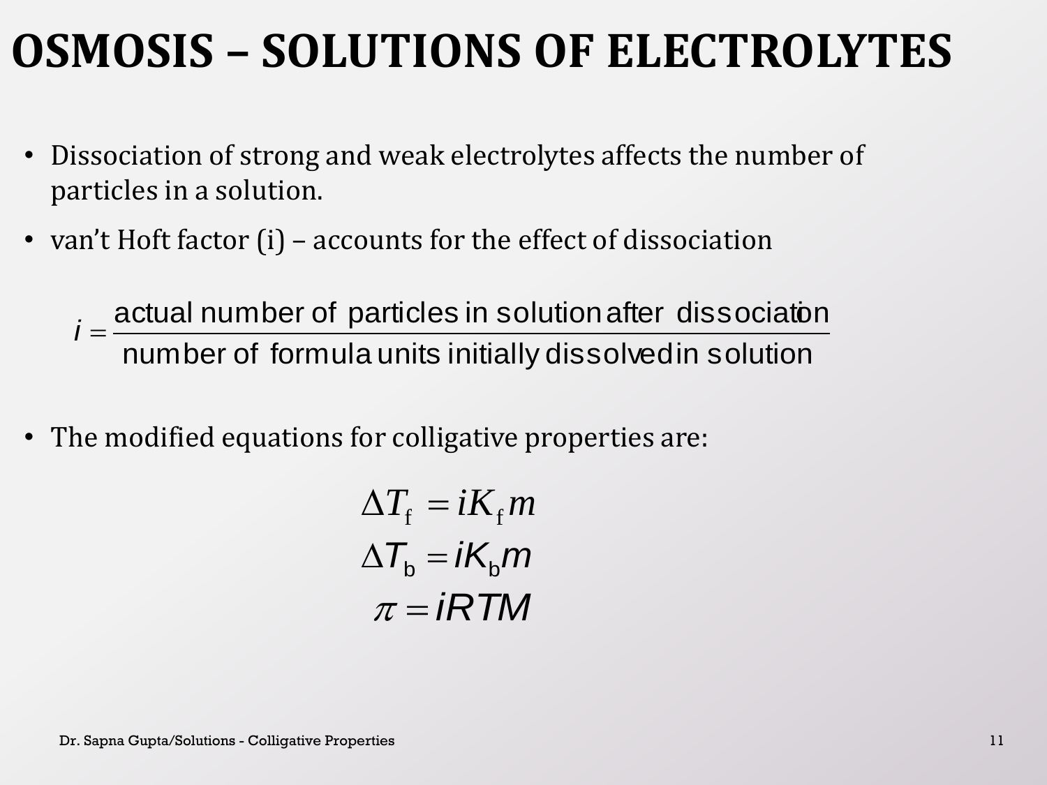# OSMOSIS – SOLUTIONS OF ELECTROLYTES

- Dissociation of strong and weak electrolytes affects the number of particles in a solution.
- van't Hoft factor (i) – accounts for the effect of dissociation

$$i = \frac{\text{actual number of particles in solution after dissociation}}{\text{number of formula units initially dissolved in solution}}$$

- The modified equations for colligative properties are:

$$\Delta T_f = iK_f m$$

$$\Delta T_b = iK_b m$$

$$\pi = iRTM$$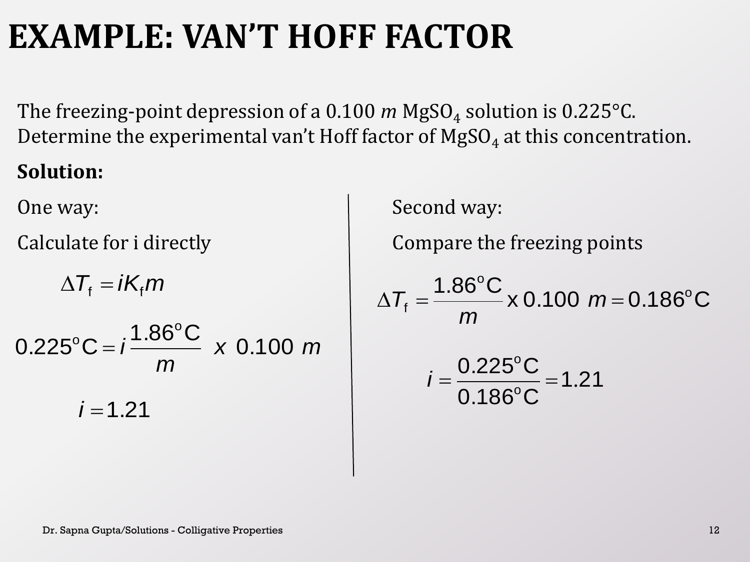# EXAMPLE: VAN'T HOFF FACTOR

The freezing-point depression of a 0.100 *m* $MgSO_4$ solution is 0.225°C. Determine the experimental van't Hoff factor of $MgSO_4$ at this concentration.

**Solution:**

One way:

Calculate for i directly

$$\Delta T_f = iK_f m$$

$$0.225^{\circ}\text{C} = i\,\frac{1.86^{\circ}\text{C}}{m}\;x\;0.100\;m$$

$$i = 1.21$$

Second way:

Compare the freezing points

$$\Delta T_f = \frac{1.86^{\circ}\text{C}}{m}\,\text{x}\,0.100\;m = 0.186^{\circ}\text{C}$$

$$i = \frac{0.225^{\circ}\text{C}}{0.186^{\circ}\text{C}} = 1.21$$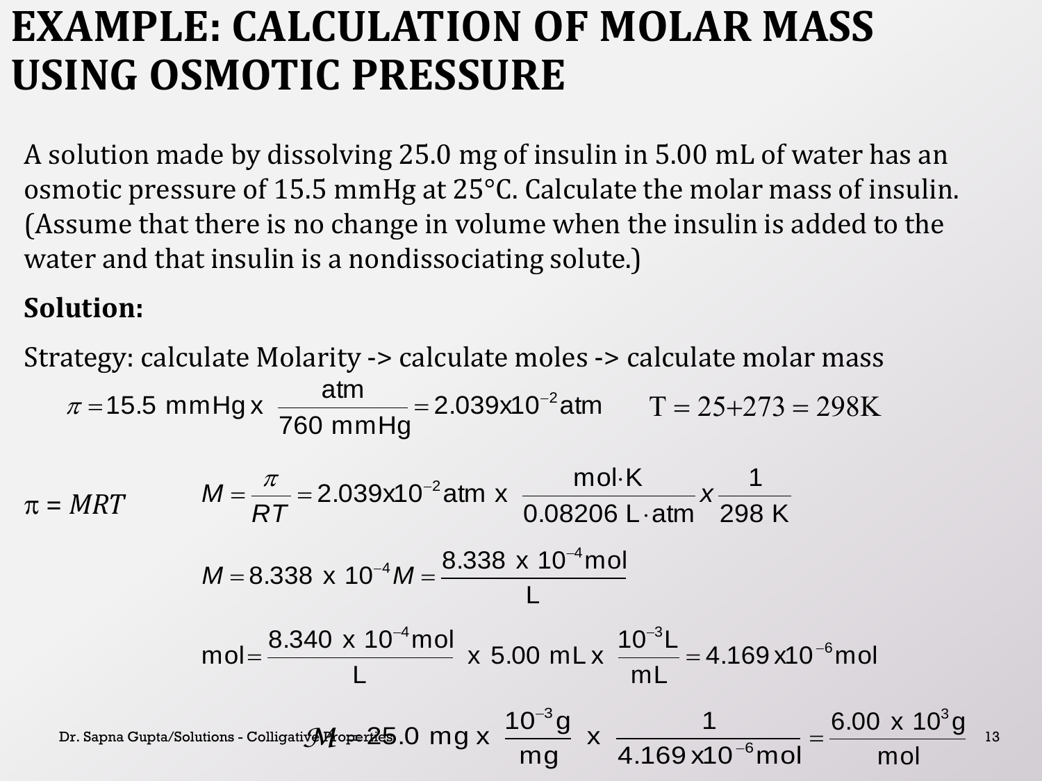# EXAMPLE: CALCULATION OF MOLAR MASS USING OSMOTIC PRESSURE

A solution made by dissolving 25.0 mg of insulin in 5.00 mL of water has an osmotic pressure of 15.5 mmHg at 25°C. Calculate the molar mass of insulin. (Assume that there is no change in volume when the insulin is added to the water and that insulin is a nondissociating solute.)

**Solution:**

Strategy: calculate Molarity -> calculate moles -> calculate molar mass

$$\pi = 15.5 \text{ mmHg} \times \frac{\text{atm}}{760 \text{ mmHg}} = 2.039 \times 10^{-2} \text{atm} \qquad T = 25 + 273 = 298\text{K}$$

$\pi = MRT$

$$M = \frac{\pi}{RT} = 2.039 \times 10^{-2} \text{atm} \times \frac{\text{mol} \cdot \text{K}}{0.08206 \text{ L} \cdot \text{atm}} \times \frac{1}{298 \text{ K}}$$

$$M = 8.338 \times 10^{-4} M = \frac{8.338 \times 10^{-4} \text{mol}}{\text{L}}$$

$$\text{mol} = \frac{8.340 \times 10^{-4} \text{mol}}{\text{L}} \times 5.00 \text{ mL} \times \frac{10^{-3} \text{L}}{\text{mL}} = 4.169 \times 10^{-6} \text{mol}$$

$$\mathcal{M} = 25.0 \text{ mg} \times \frac{10^{-3} \text{g}}{\text{mg}} \times \frac{1}{4.169 \times 10^{-6} \text{mol}} = \frac{6.00 \times 10^{3} \text{g}}{\text{mol}}$$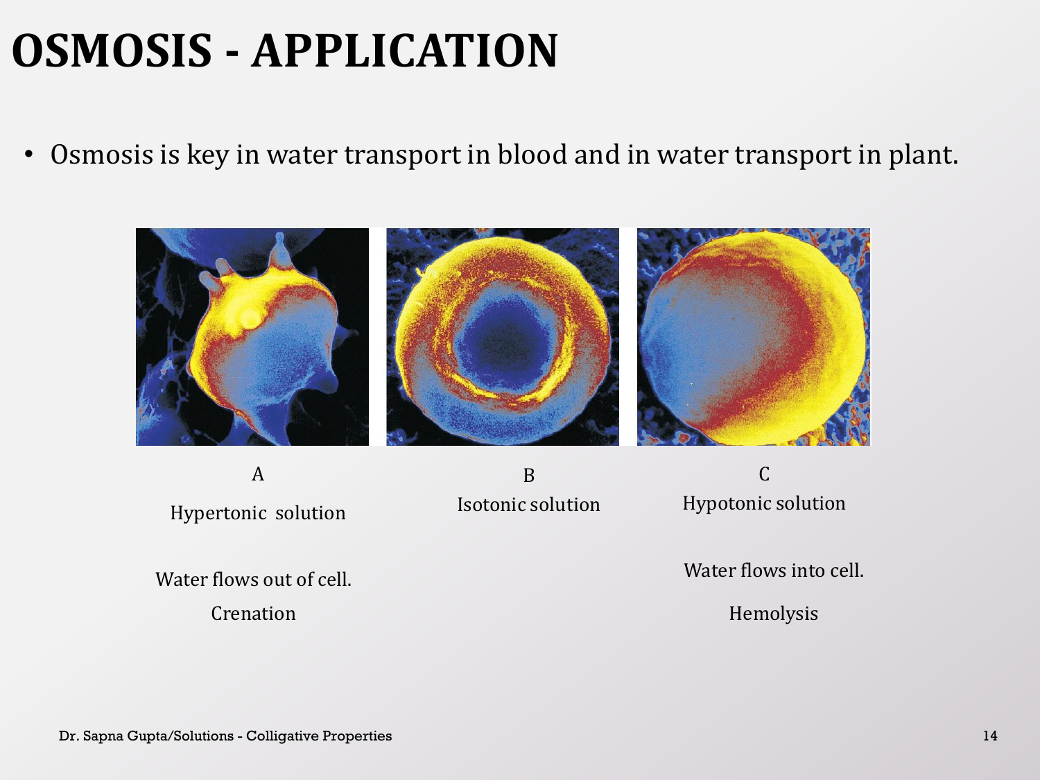# OSMOSIS - APPLICATION

- Osmosis is key in water transport in blood and in water transport in plant.

| A | B | C |
|---|---|---|
| Hypertonic solution | Isotonic solution | Hypotonic solution |
| Water flows out of cell. | | Water flows into cell. |
| Crenation | | Hemolysis |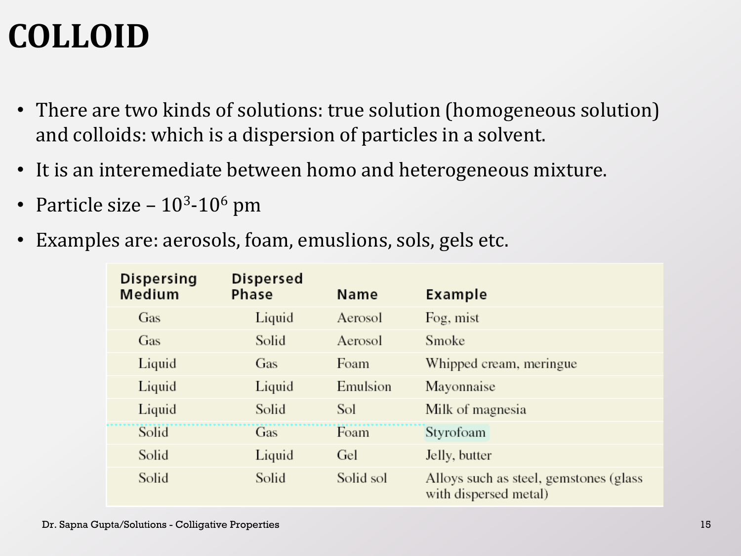# COLLOID

- There are two kinds of solutions: true solution (homogeneous solution) and colloids: which is a dispersion of particles in a solvent.
- It is an interemediate between homo and heterogeneous mixture.
- Particle size – $10^3$-$10^6$ pm
- Examples are: aerosols, foam, emuslions, sols, gels etc.

| Dispersing Medium | Dispersed Phase | Name | Example |
|---|---|---|---|
| Gas | Liquid | Aerosol | Fog, mist |
| Gas | Solid | Aerosol | Smoke |
| Liquid | Gas | Foam | Whipped cream, meringue |
| Liquid | Liquid | Emulsion | Mayonnaise |
| Liquid | Solid | Sol | Milk of magnesia |
| Solid | Gas | Foam | Styrofoam |
| Solid | Liquid | Gel | Jelly, butter |
| Solid | Solid | Solid sol | Alloys such as steel, gemstones (glass with dispersed metal) |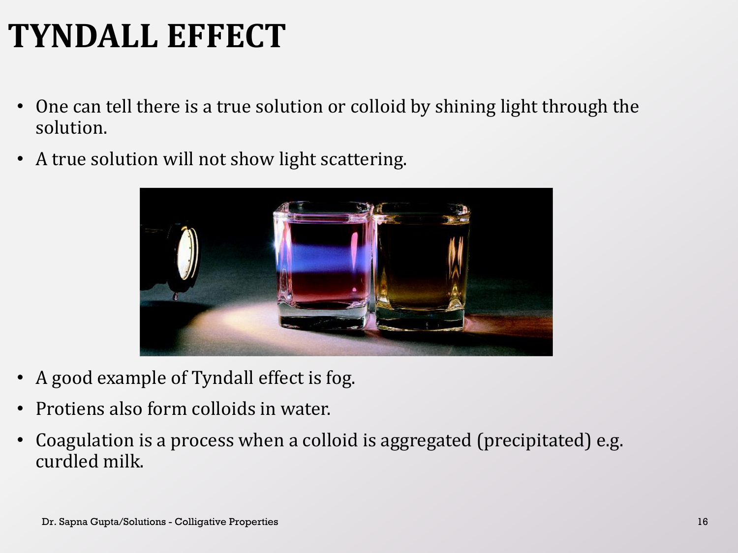# TYNDALL EFFECT

- One can tell there is a true solution or colloid by shining light through the solution.
- A true solution will not show light scattering.

- A good example of Tyndall effect is fog.
- Protiens also form colloids in water.
- Coagulation is a process when a colloid is aggregated (precipitated) e.g. curdled milk.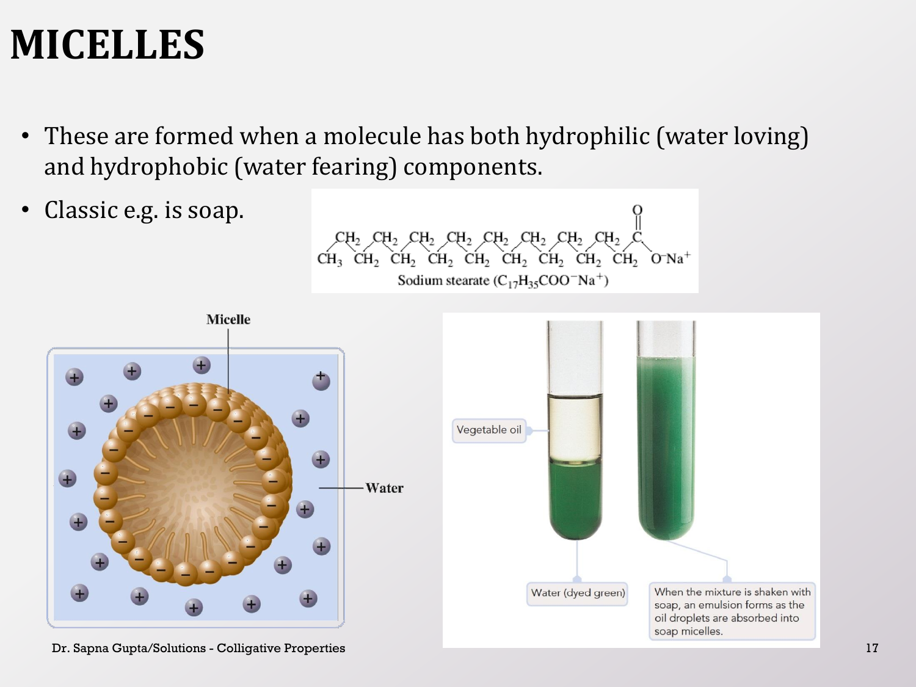# MICELLES

- These are formed when a molecule has both hydrophilic (water loving) and hydrophobic (water fearing) components.
- Classic e.g. is soap.

Sodium stearate ($C_{17}H_{35}COO^{-}Na^{+}$)

Micelle

Water

Vegetable oil

Water (dyed green)

When the mixture is shaken with soap, an emulsion forms as the oil droplets are absorbed into soap micelles.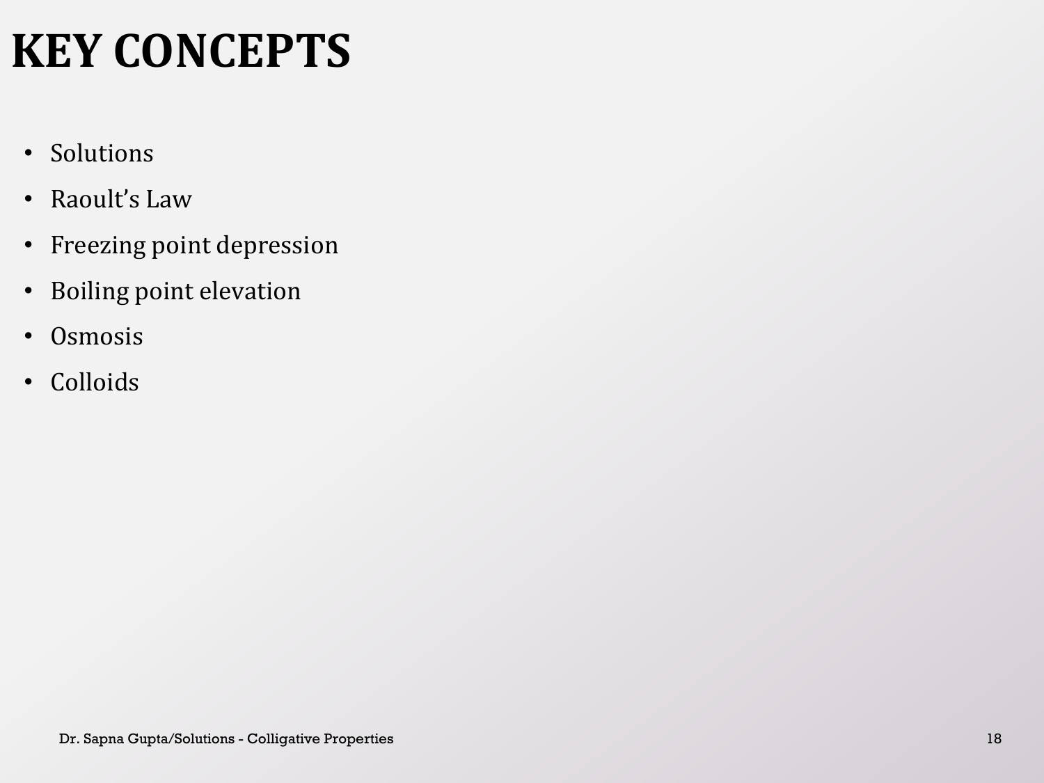# KEY CONCEPTS

- Solutions
- Raoult's Law
- Freezing point depression
- Boiling point elevation
- Osmosis
- Colloids